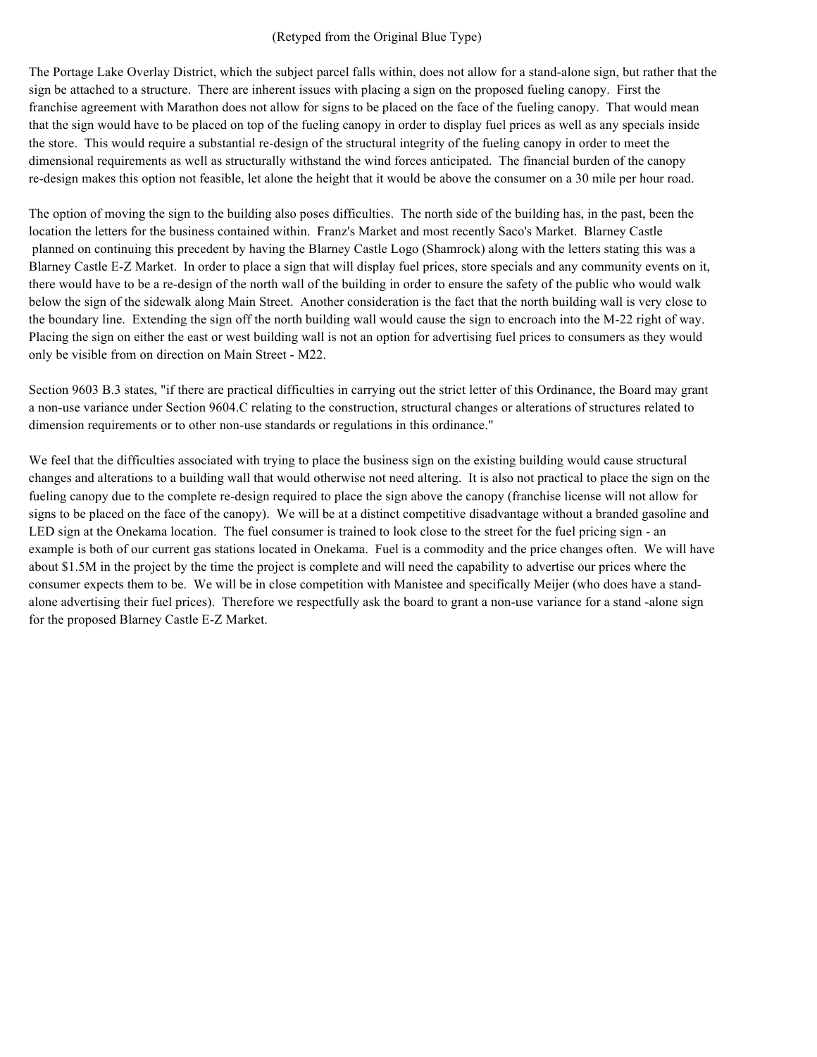(Retyped from the Original Blue Type)

The Portage Lake Overlay District, which the subject parcel falls within, does not allow for a stand-alone sign, but rather that the sign be attached to a structure. There are inherent issues with placing a sign on the proposed fueling canopy. First the franchise agreement with Marathon does not allow for signs to be placed on the face of the fueling canopy. That would mean that the sign would have to be placed on top of the fueling canopy in order to display fuel prices as well as any specials inside the store. This would require a substantial re-design of the structural integrity of the fueling canopy in order to meet the dimensional requirements as well as structurally withstand the wind forces anticipated. The financial burden of the canopy re-design makes this option not feasible, let alone the height that it would be above the consumer on a 30 mile per hour road.

The option of moving the sign to the building also poses difficulties. The north side of the building has, in the past, been the location the letters for the business contained within. Franz's Market and most recently Saco's Market. Blarney Castle planned on continuing this precedent by having the Blarney Castle Logo (Shamrock) along with the letters stating this was a Blarney Castle E-Z Market. In order to place a sign that will display fuel prices, store specials and any community events on it, there would have to be a re-design of the north wall of the building in order to ensure the safety of the public who would walk below the sign of the sidewalk along Main Street. Another consideration is the fact that the north building wall is very close to the boundary line. Extending the sign off the north building wall would cause the sign to encroach into the M-22 right of way. Placing the sign on either the east or west building wall is not an option for advertising fuel prices to consumers as they would only be visible from on direction on Main Street - M22.

Section 9603 B.3 states, "if there are practical difficulties in carrying out the strict letter of this Ordinance, the Board may grant a non-use variance under Section 9604.C relating to the construction, structural changes or alterations of structures related to dimension requirements or to other non-use standards or regulations in this ordinance."

We feel that the difficulties associated with trying to place the business sign on the existing building would cause structural changes and alterations to a building wall that would otherwise not need altering. It is also not practical to place the sign on the fueling canopy due to the complete re-design required to place the sign above the canopy (franchise license will not allow for signs to be placed on the face of the canopy). We will be at a distinct competitive disadvantage without a branded gasoline and LED sign at the Onekama location. The fuel consumer is trained to look close to the street for the fuel pricing sign - an example is both of our current gas stations located in Onekama. Fuel is a commodity and the price changes often. We will have about $1.5M in the project by the time the project is complete and will need the capability to advertise our prices where the consumer expects them to be. We will be in close competition with Manistee and specifically Meijer (who does have a stand-alone advertising their fuel prices). Therefore we respectfully ask the board to grant a non-use variance for a stand -alone sign for the proposed Blarney Castle E-Z Market.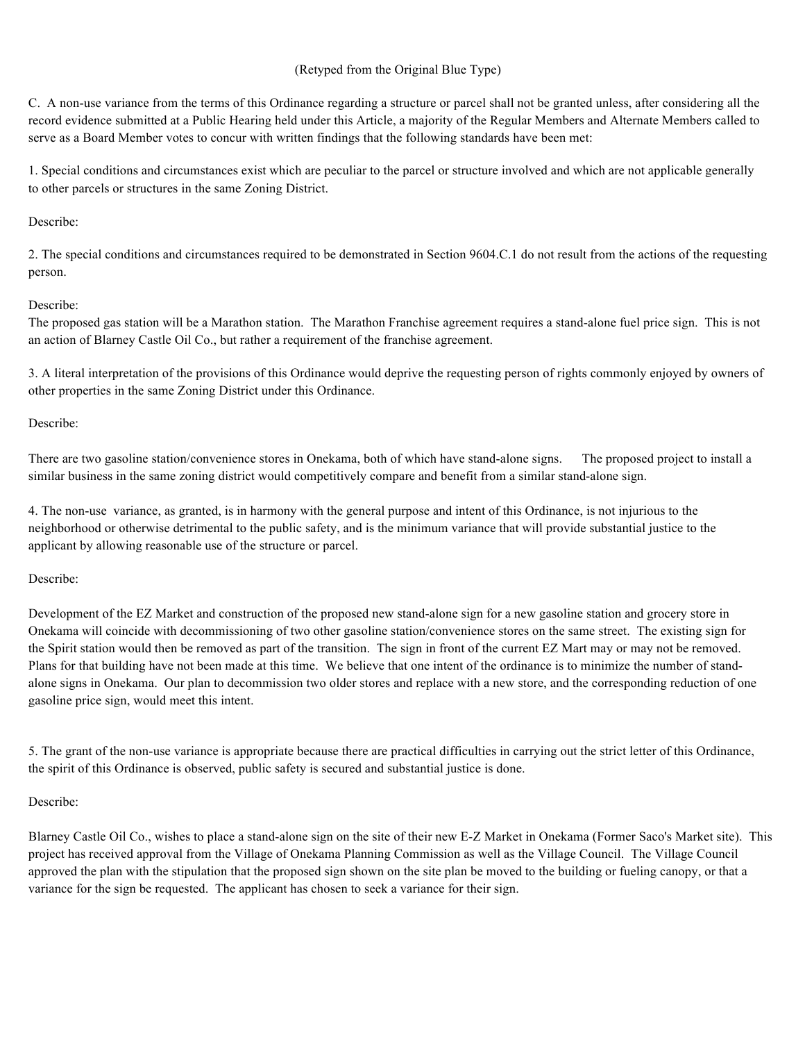(Retyped from the Original Blue Type)

C. A non-use variance from the terms of this Ordinance regarding a structure or parcel shall not be granted unless, after considering all the record evidence submitted at a Public Hearing held under this Article, a majority of the Regular Members and Alternate Members called to serve as a Board Member votes to concur with written findings that the following standards have been met:

1. Special conditions and circumstances exist which are peculiar to the parcel or structure involved and which are not applicable generally to other parcels or structures in the same Zoning District.

Describe:

2. The special conditions and circumstances required to be demonstrated in Section 9604.C.1 do not result from the actions of the requesting person.

Describe:
The proposed gas station will be a Marathon station. The Marathon Franchise agreement requires a stand-alone fuel price sign. This is not an action of Blarney Castle Oil Co., but rather a requirement of the franchise agreement.

3. A literal interpretation of the provisions of this Ordinance would deprive the requesting person of rights commonly enjoyed by owners of other properties in the same Zoning District under this Ordinance.

Describe:

There are two gasoline station/convenience stores in Onekama, both of which have stand-alone signs. The proposed project to install a similar business in the same zoning district would competitively compare and benefit from a similar stand-alone sign.

4. The non-use variance, as granted, is in harmony with the general purpose and intent of this Ordinance, is not injurious to the neighborhood or otherwise detrimental to the public safety, and is the minimum variance that will provide substantial justice to the applicant by allowing reasonable use of the structure or parcel.

Describe:

Development of the EZ Market and construction of the proposed new stand-alone sign for a new gasoline station and grocery store in Onekama will coincide with decommissioning of two other gasoline station/convenience stores on the same street. The existing sign for the Spirit station would then be removed as part of the transition. The sign in front of the current EZ Mart may or may not be removed. Plans for that building have not been made at this time. We believe that one intent of the ordinance is to minimize the number of stand-alone signs in Onekama. Our plan to decommission two older stores and replace with a new store, and the corresponding reduction of one gasoline price sign, would meet this intent.

5. The grant of the non-use variance is appropriate because there are practical difficulties in carrying out the strict letter of this Ordinance, the spirit of this Ordinance is observed, public safety is secured and substantial justice is done.

Describe:

Blarney Castle Oil Co., wishes to place a stand-alone sign on the site of their new E-Z Market in Onekama (Former Saco's Market site). This project has received approval from the Village of Onekama Planning Commission as well as the Village Council. The Village Council approved the plan with the stipulation that the proposed sign shown on the site plan be moved to the building or fueling canopy, or that a variance for the sign be requested. The applicant has chosen to seek a variance for their sign.